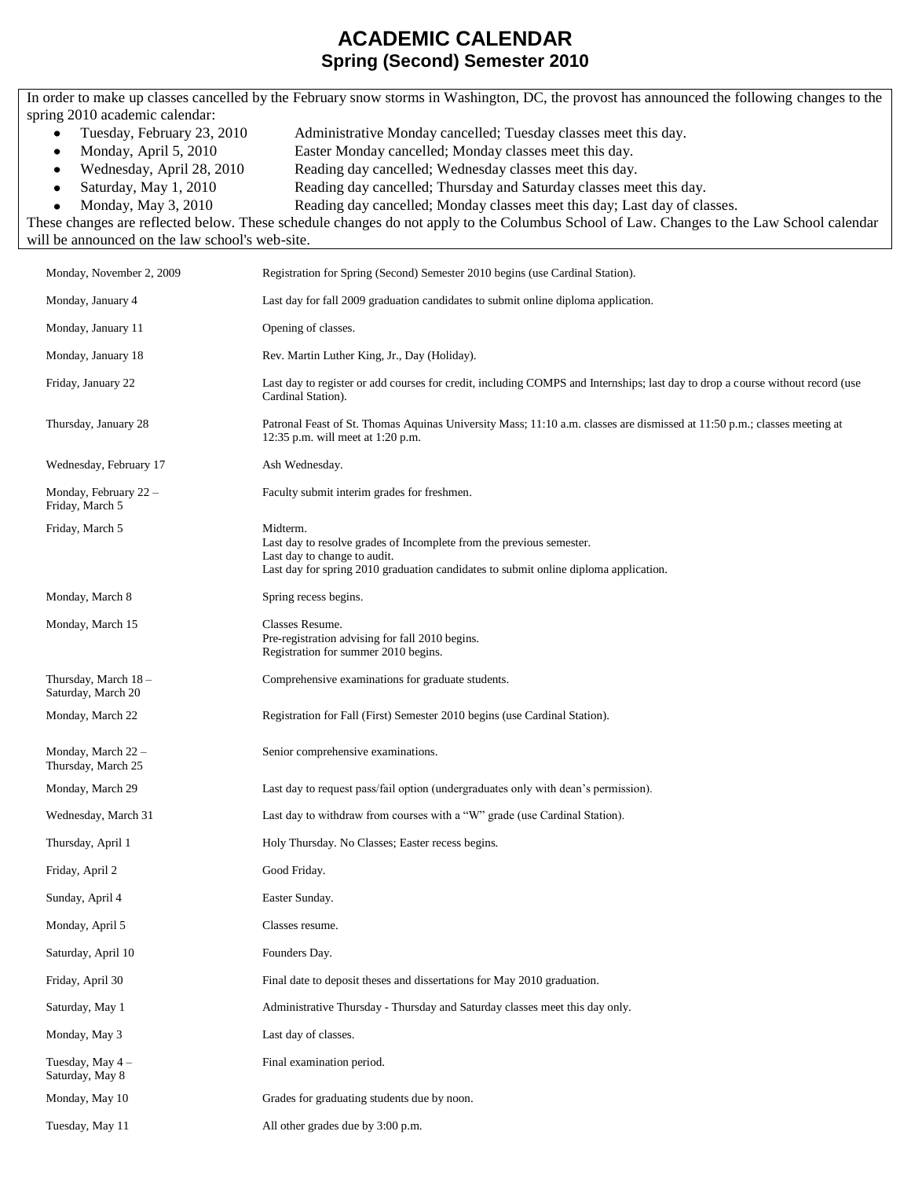# ACADEMIC CALENDAR
## Spring (Second) Semester 2010

In order to make up classes cancelled by the February snow storms in Washington, DC, the provost has announced the following changes to the spring 2010 academic calendar:

- Tuesday, February 23, 2010 — Administrative Monday cancelled; Tuesday classes meet this day.
- Monday, April 5, 2010 — Easter Monday cancelled; Monday classes meet this day.
- Wednesday, April 28, 2010 — Reading day cancelled; Wednesday classes meet this day.
- Saturday, May 1, 2010 — Reading day cancelled; Thursday and Saturday classes meet this day.
- Monday, May 3, 2010 — Reading day cancelled; Monday classes meet this day; Last day of classes.

These changes are reflected below. These schedule changes do not apply to the Columbus School of Law. Changes to the Law School calendar will be announced on the law school's web-site.

| Date | Event |
|---|---|
| Monday, November 2, 2009 | Registration for Spring (Second) Semester 2010 begins (use Cardinal Station). |
| Monday, January 4 | Last day for fall 2009 graduation candidates to submit online diploma application. |
| Monday, January 11 | Opening of classes. |
| Monday, January 18 | Rev. Martin Luther King, Jr., Day (Holiday). |
| Friday, January 22 | Last day to register or add courses for credit, including COMPS and Internships; last day to drop a course without record (use Cardinal Station). |
| Thursday, January 28 | Patronal Feast of St. Thomas Aquinas University Mass; 11:10 a.m. classes are dismissed at 11:50 p.m.; classes meeting at 12:35 p.m. will meet at 1:20 p.m. |
| Wednesday, February 17 | Ash Wednesday. |
| Monday, February 22 – Friday, March 5 | Faculty submit interim grades for freshmen. |
| Friday, March 5 | Midterm.<br>Last day to resolve grades of Incomplete from the previous semester.<br>Last day to change to audit.<br>Last day for spring 2010 graduation candidates to submit online diploma application. |
| Monday, March 8 | Spring recess begins. |
| Monday, March 15 | Classes Resume.<br>Pre-registration advising for fall 2010 begins.<br>Registration for summer 2010 begins. |
| Thursday, March 18 – Saturday, March 20 | Comprehensive examinations for graduate students. |
| Monday, March 22 | Registration for Fall (First) Semester 2010 begins (use Cardinal Station). |
| Monday, March 22 – Thursday, March 25 | Senior comprehensive examinations. |
| Monday, March 29 | Last day to request pass/fail option (undergraduates only with dean's permission). |
| Wednesday, March 31 | Last day to withdraw from courses with a "W" grade (use Cardinal Station). |
| Thursday, April 1 | Holy Thursday. No Classes; Easter recess begins. |
| Friday, April 2 | Good Friday. |
| Sunday, April 4 | Easter Sunday. |
| Monday, April 5 | Classes resume. |
| Saturday, April 10 | Founders Day. |
| Friday, April 30 | Final date to deposit theses and dissertations for May 2010 graduation. |
| Saturday, May 1 | Administrative Thursday - Thursday and Saturday classes meet this day only. |
| Monday, May 3 | Last day of classes. |
| Tuesday, May 4 – Saturday, May 8 | Final examination period. |
| Monday, May 10 | Grades for graduating students due by noon. |
| Tuesday, May 11 | All other grades due by 3:00 p.m. |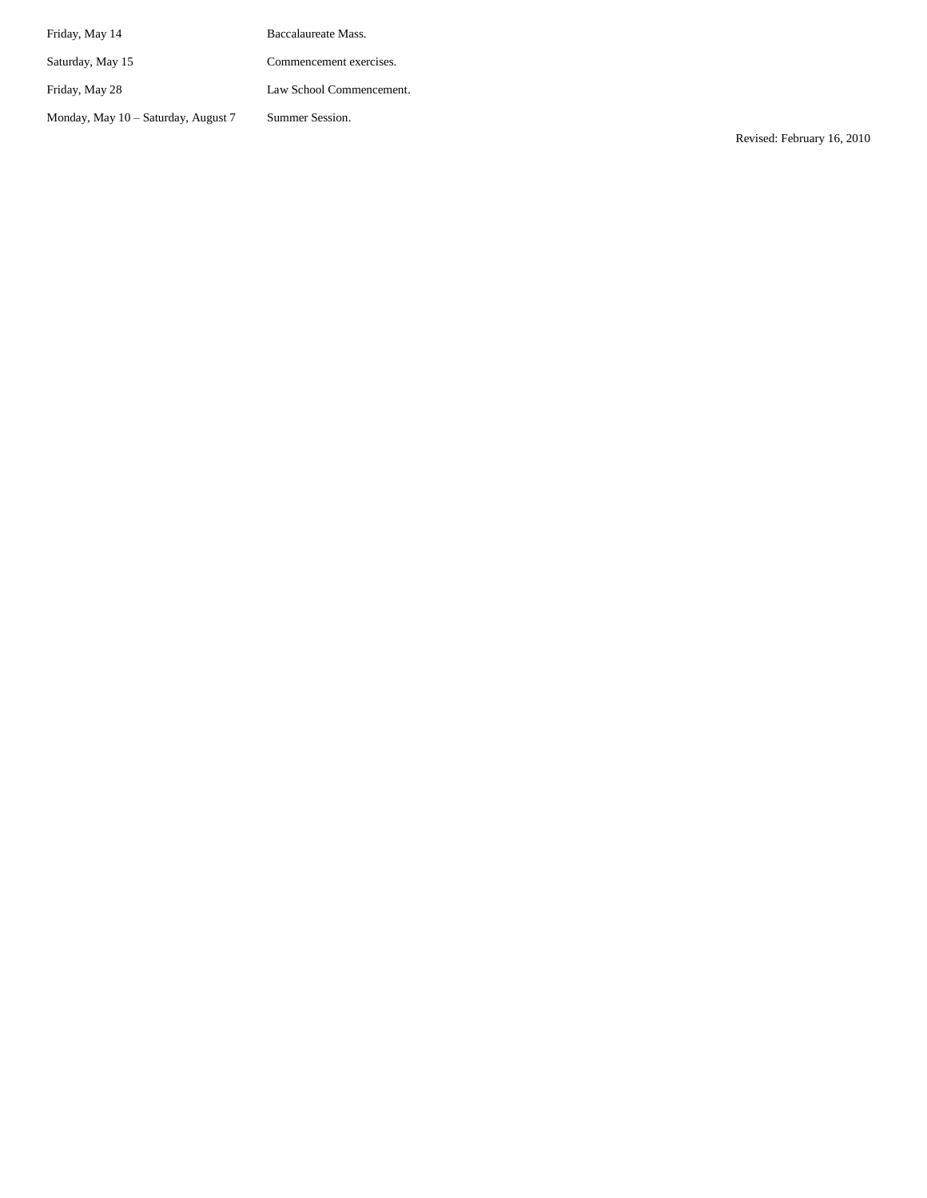| | |
|---|---|
| Friday, May 14 | Baccalaureate Mass. |
| Saturday, May 15 | Commencement exercises. |
| Friday, May 28 | Law School Commencement. |
| Monday, May 10 – Saturday, August 7 | Summer Session. |

Revised: February 16, 2010